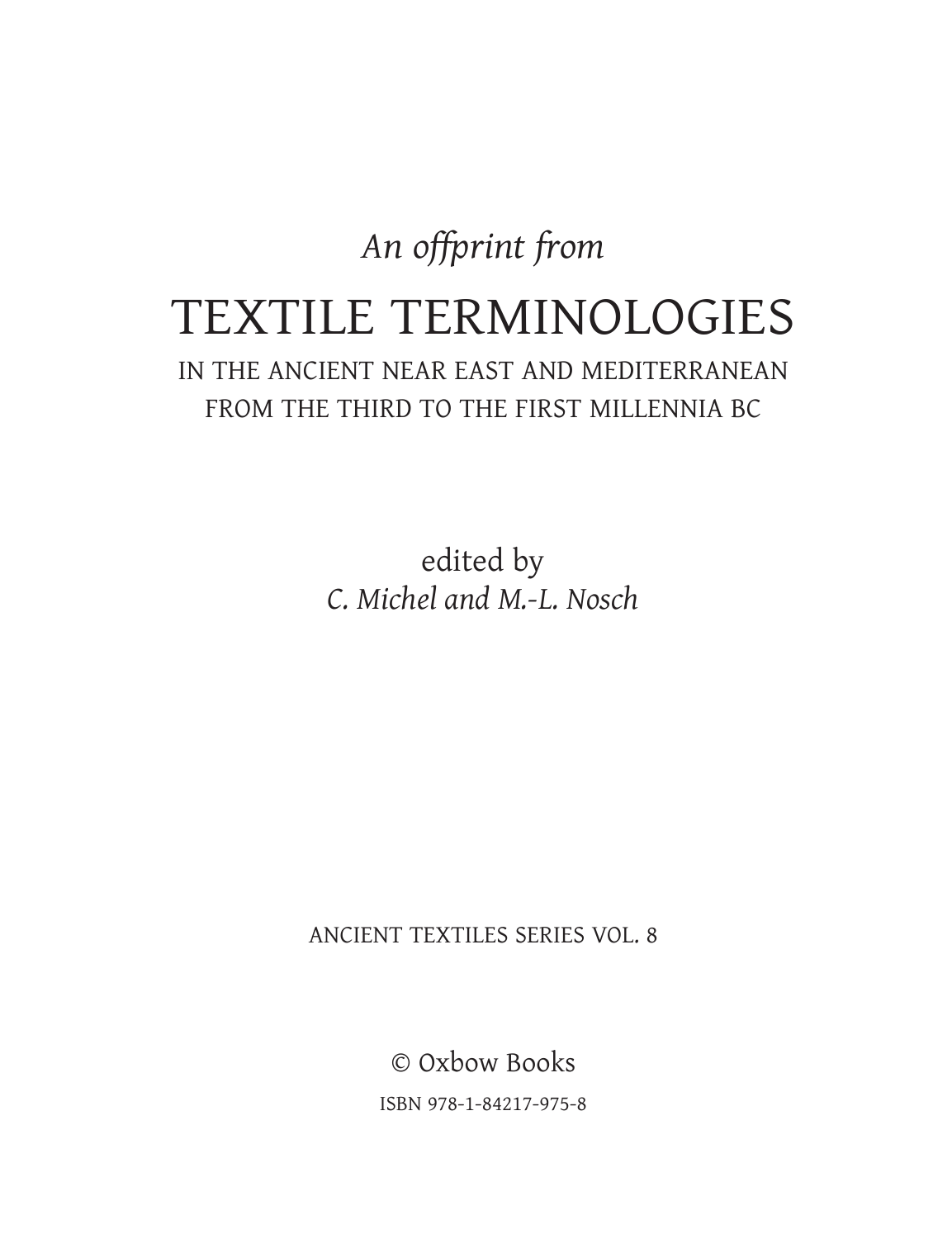*An offprint from*

# TEXTILE TERMINOLOGIES

## IN THE ANCIENT NEAR EAST AND MEDITERRANEAN FROM THE THIRD TO THE FIRST MILLENNIA BC

edited by

*C. Michel and M.-L. Nosch*

ANCIENT TEXTILES SERIES VOL. 8

© Oxbow Books

ISBN 978-1-84217-975-8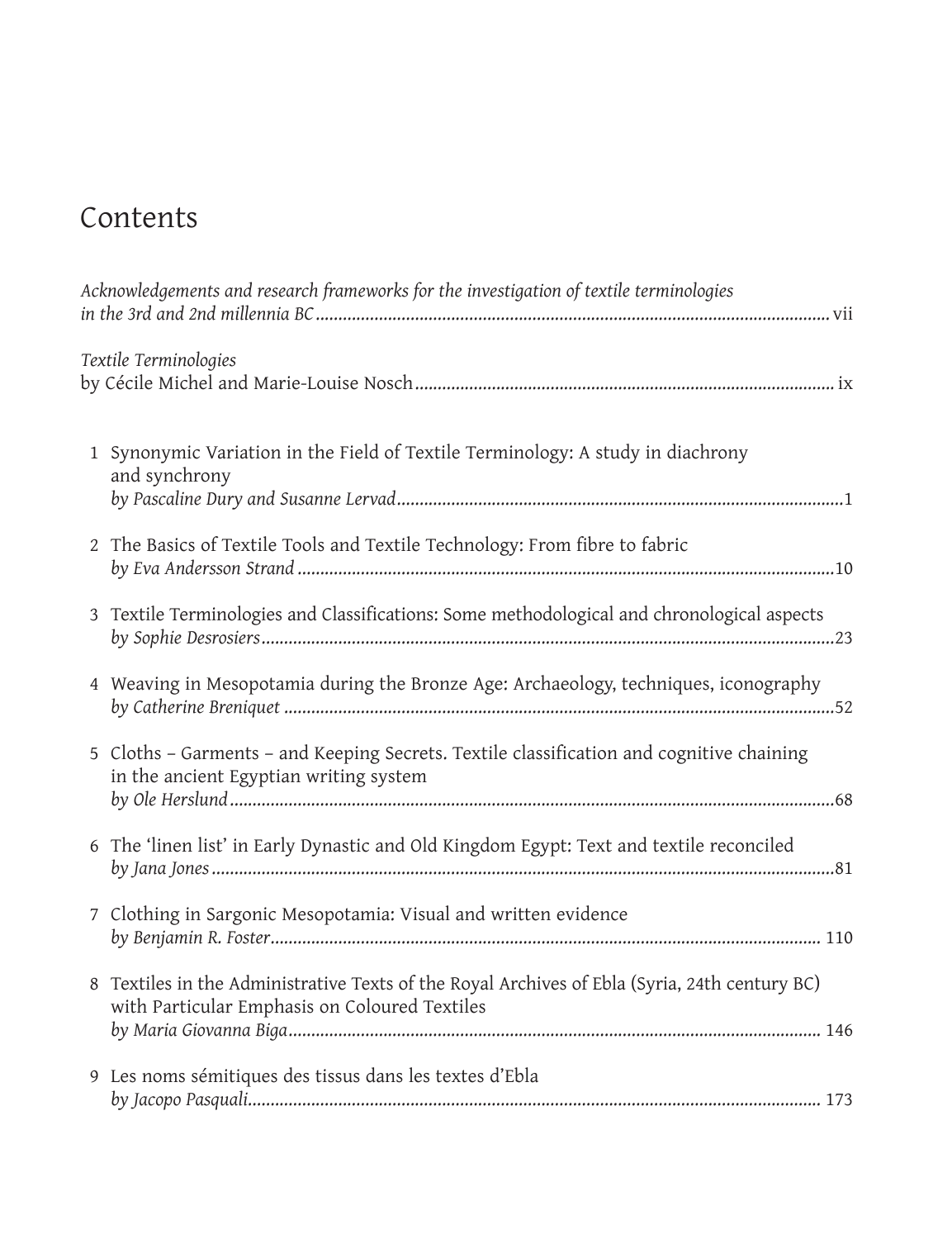# Contents

*Acknowledgements and research frameworks for the investigation of textile terminologies in the 3rd and 2nd millennia BC* ..... vii

*Textile Terminologies*
by Cécile Michel and Marie-Louise Nosch ..... ix

1 Synonymic Variation in the Field of Textile Terminology: A study in diachrony and synchrony
*by Pascaline Dury and Susanne Lervad* ..... 1

2 The Basics of Textile Tools and Textile Technology: From fibre to fabric
*by Eva Andersson Strand* ..... 10

3 Textile Terminologies and Classifications: Some methodological and chronological aspects
*by Sophie Desrosiers* ..... 23

4 Weaving in Mesopotamia during the Bronze Age: Archaeology, techniques, iconography
*by Catherine Breniquet* ..... 52

5 Cloths – Garments – and Keeping Secrets. Textile classification and cognitive chaining in the ancient Egyptian writing system
*by Ole Herslund* ..... 68

6 The 'linen list' in Early Dynastic and Old Kingdom Egypt: Text and textile reconciled
*by Jana Jones* ..... 81

7 Clothing in Sargonic Mesopotamia: Visual and written evidence
*by Benjamin R. Foster* ..... 110

8 Textiles in the Administrative Texts of the Royal Archives of Ebla (Syria, 24th century BC) with Particular Emphasis on Coloured Textiles
*by Maria Giovanna Biga* ..... 146

9 Les noms sémitiques des tissus dans les textes d'Ebla
*by Jacopo Pasquali* ..... 173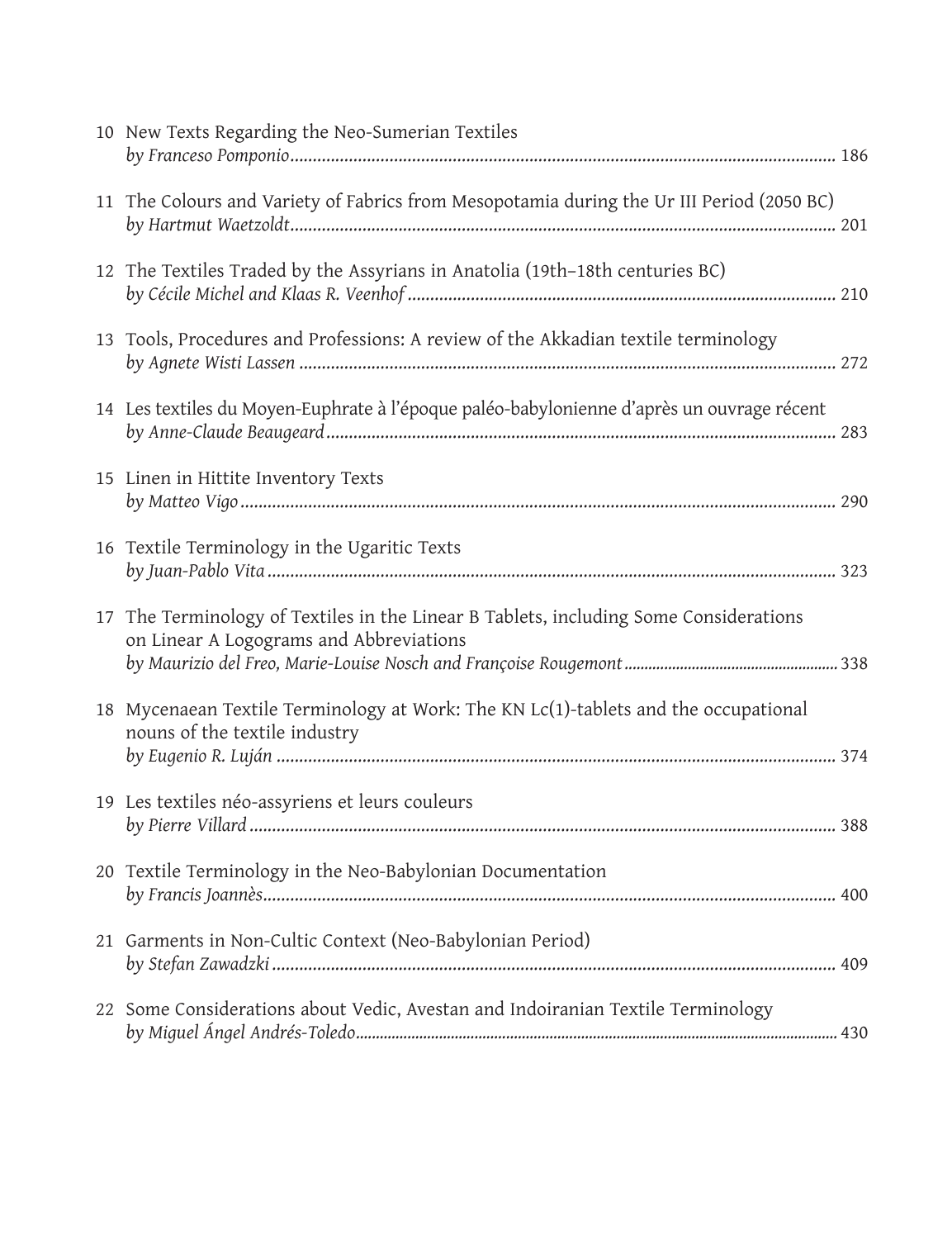10 New Texts Regarding the Neo-Sumerian Textiles
*by Franceso Pomponio* ........................................................................................................ 186

11 The Colours and Variety of Fabrics from Mesopotamia during the Ur III Period (2050 BC)
*by Hartmut Waetzoldt* ........................................................................................................ 201

12 The Textiles Traded by the Assyrians in Anatolia (19th–18th centuries BC)
*by Cécile Michel and Klaas R. Veenhof* ........................................................................................ 210

13 Tools, Procedures and Professions: A review of the Akkadian textile terminology
*by Agnete Wisti Lassen* ........................................................................................................ 272

14 Les textiles du Moyen-Euphrate à l'époque paléo-babylonienne d'après un ouvrage récent
*by Anne-Claude Beaugeard* ........................................................................................................ 283

15 Linen in Hittite Inventory Texts
*by Matteo Vigo* ........................................................................................................ 290

16 Textile Terminology in the Ugaritic Texts
*by Juan-Pablo Vita* ........................................................................................................ 323

17 The Terminology of Textiles in the Linear B Tablets, including Some Considerations on Linear A Logograms and Abbreviations
*by Maurizio del Freo, Marie-Louise Nosch and Françoise Rougemont* ........................................................ 338

18 Mycenaean Textile Terminology at Work: The KN Lc(1)-tablets and the occupational nouns of the textile industry
*by Eugenio R. Luján* ........................................................................................................ 374

19 Les textiles néo-assyriens et leurs couleurs
*by Pierre Villard* ........................................................................................................ 388

20 Textile Terminology in the Neo-Babylonian Documentation
*by Francis Joannès* ........................................................................................................ 400

21 Garments in Non-Cultic Context (Neo-Babylonian Period)
*by Stefan Zawadzki* ........................................................................................................ 409

22 Some Considerations about Vedic, Avestan and Indoiranian Textile Terminology
*by Miguel Ángel Andrés-Toledo* ........................................................................................................ 430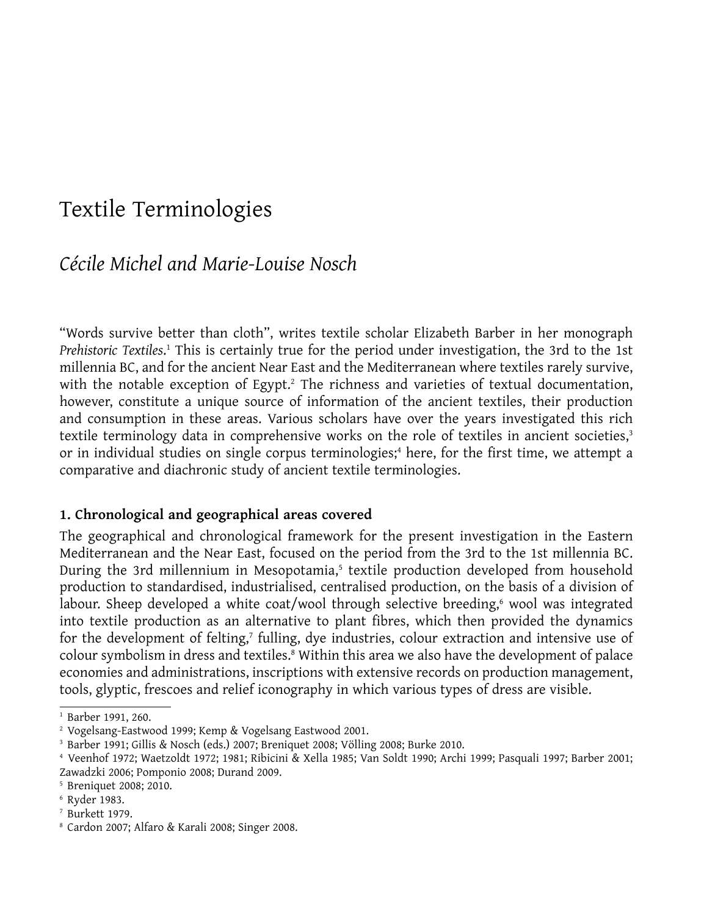# Textile Terminologies

*Cécile Michel and Marie-Louise Nosch*

"Words survive better than cloth", writes textile scholar Elizabeth Barber in her monograph *Prehistoric Textiles*.[1] This is certainly true for the period under investigation, the 3rd to the 1st millennia BC, and for the ancient Near East and the Mediterranean where textiles rarely survive, with the notable exception of Egypt.[2] The richness and varieties of textual documentation, however, constitute a unique source of information of the ancient textiles, their production and consumption in these areas. Various scholars have over the years investigated this rich textile terminology data in comprehensive works on the role of textiles in ancient societies,[3] or in individual studies on single corpus terminologies;[4] here, for the first time, we attempt a comparative and diachronic study of ancient textile terminologies.

## 1. Chronological and geographical areas covered

The geographical and chronological framework for the present investigation in the Eastern Mediterranean and the Near East, focused on the period from the 3rd to the 1st millennia BC. During the 3rd millennium in Mesopotamia,[5] textile production developed from household production to standardised, industrialised, centralised production, on the basis of a division of labour. Sheep developed a white coat/wool through selective breeding,[6] wool was integrated into textile production as an alternative to plant fibres, which then provided the dynamics for the development of felting,[7] fulling, dye industries, colour extraction and intensive use of colour symbolism in dress and textiles.[8] Within this area we also have the development of palace economies and administrations, inscriptions with extensive records on production management, tools, glyptic, frescoes and relief iconography in which various types of dress are visible.

---

[1] Barber 1991, 260.

[2] Vogelsang-Eastwood 1999; Kemp & Vogelsang Eastwood 2001.

[3] Barber 1991; Gillis & Nosch (eds.) 2007; Breniquet 2008; Völling 2008; Burke 2010.

[4] Veenhof 1972; Waetzoldt 1972; 1981; Ribicini & Xella 1985; Van Soldt 1990; Archi 1999; Pasquali 1997; Barber 2001; Zawadzki 2006; Pomponio 2008; Durand 2009.

[5] Breniquet 2008; 2010.

[6] Ryder 1983.

[7] Burkett 1979.

[8] Cardon 2007; Alfaro & Karali 2008; Singer 2008.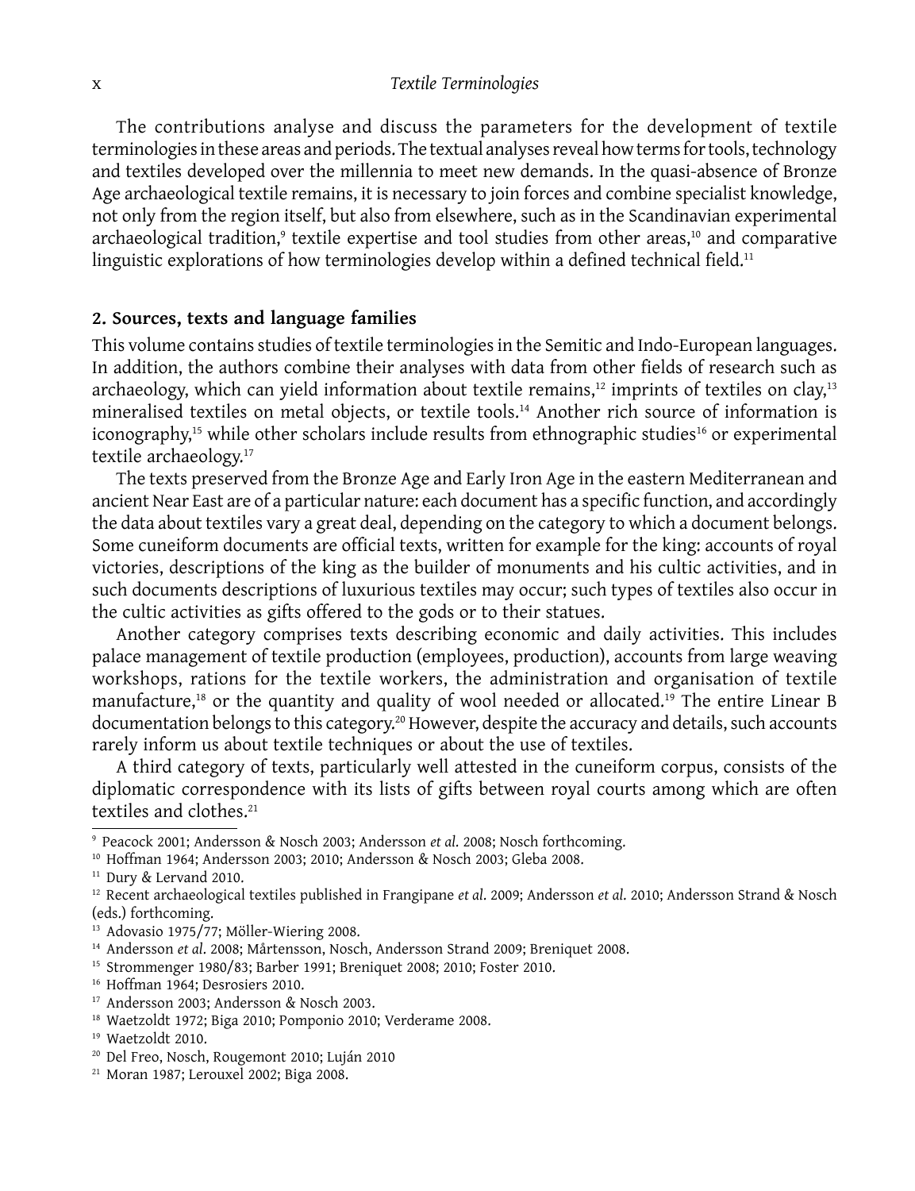The contributions analyse and discuss the parameters for the development of textile terminologies in these areas and periods. The textual analyses reveal how terms for tools, technology and textiles developed over the millennia to meet new demands. In the quasi-absence of Bronze Age archaeological textile remains, it is necessary to join forces and combine specialist knowledge, not only from the region itself, but also from elsewhere, such as in the Scandinavian experimental archaeological tradition,[9] textile expertise and tool studies from other areas,[10] and comparative linguistic explorations of how terminologies develop within a defined technical field.[11]

## 2. Sources, texts and language families

This volume contains studies of textile terminologies in the Semitic and Indo-European languages. In addition, the authors combine their analyses with data from other fields of research such as archaeology, which can yield information about textile remains,[12] imprints of textiles on clay,[13] mineralised textiles on metal objects, or textile tools.[14] Another rich source of information is iconography,[15] while other scholars include results from ethnographic studies[16] or experimental textile archaeology.[17]

The texts preserved from the Bronze Age and Early Iron Age in the eastern Mediterranean and ancient Near East are of a particular nature: each document has a specific function, and accordingly the data about textiles vary a great deal, depending on the category to which a document belongs. Some cuneiform documents are official texts, written for example for the king: accounts of royal victories, descriptions of the king as the builder of monuments and his cultic activities, and in such documents descriptions of luxurious textiles may occur; such types of textiles also occur in the cultic activities as gifts offered to the gods or to their statues.

Another category comprises texts describing economic and daily activities. This includes palace management of textile production (employees, production), accounts from large weaving workshops, rations for the textile workers, the administration and organisation of textile manufacture,[18] or the quantity and quality of wool needed or allocated.[19] The entire Linear B documentation belongs to this category.[20] However, despite the accuracy and details, such accounts rarely inform us about textile techniques or about the use of textiles.

A third category of texts, particularly well attested in the cuneiform corpus, consists of the diplomatic correspondence with its lists of gifts between royal courts among which are often textiles and clothes.[21]

---

[9] Peacock 2001; Andersson & Nosch 2003; Andersson *et al.* 2008; Nosch forthcoming.

[10] Hoffman 1964; Andersson 2003; 2010; Andersson & Nosch 2003; Gleba 2008.

[11] Dury & Lervand 2010.

[12] Recent archaeological textiles published in Frangipane *et al*. 2009; Andersson *et al.* 2010; Andersson Strand & Nosch (eds.) forthcoming.

[13] Adovasio 1975/77; Möller-Wiering 2008.

[14] Andersson *et al*. 2008; Mårtensson, Nosch, Andersson Strand 2009; Breniquet 2008.

[15] Strommenger 1980/83; Barber 1991; Breniquet 2008; 2010; Foster 2010.

[16] Hoffman 1964; Desrosiers 2010.

[17] Andersson 2003; Andersson & Nosch 2003.

[18] Waetzoldt 1972; Biga 2010; Pomponio 2010; Verderame 2008.

[19] Waetzoldt 2010.

[20] Del Freo, Nosch, Rougemont 2010; Luján 2010

[21] Moran 1987; Lerouxel 2002; Biga 2008.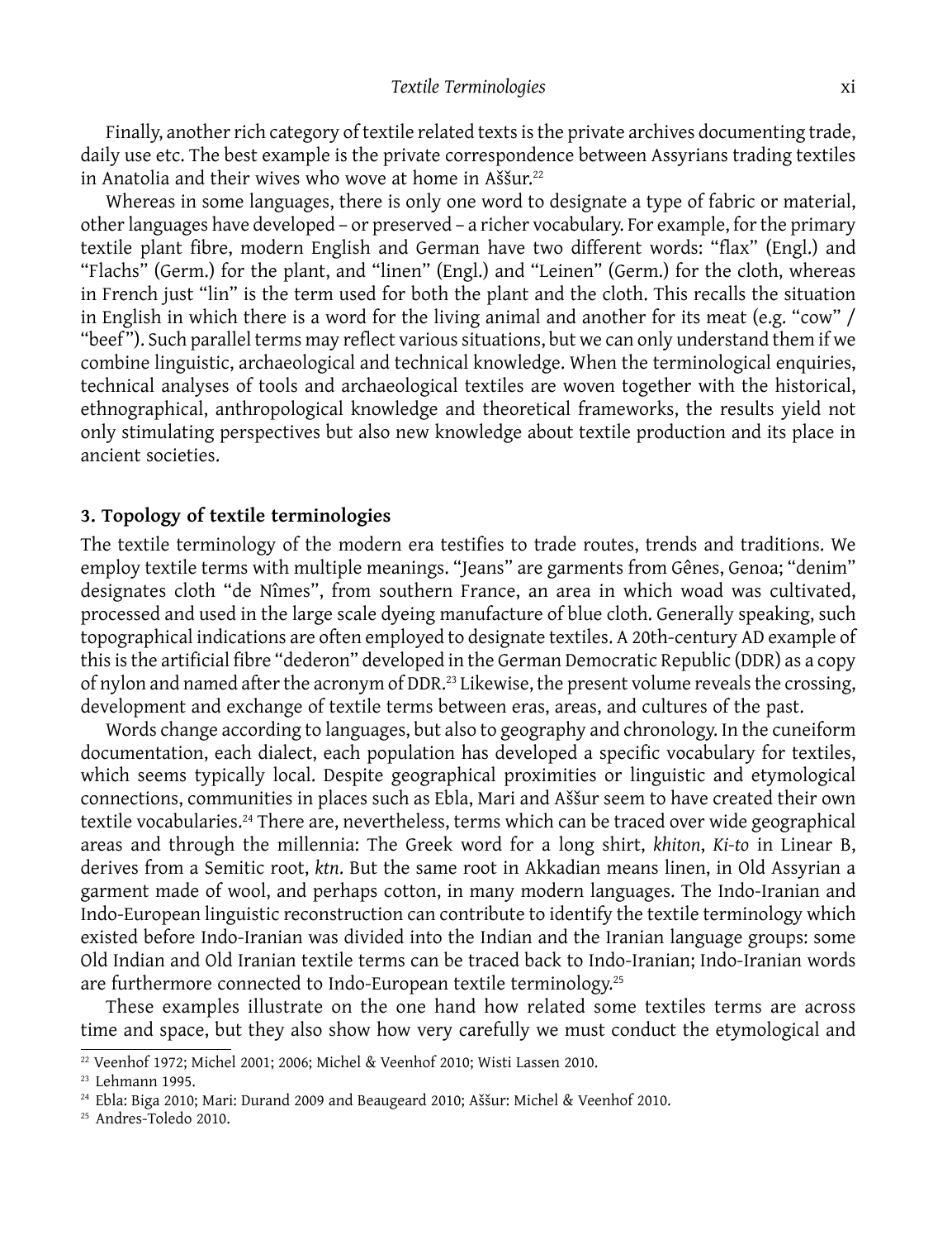Finally, another rich category of textile related texts is the private archives documenting trade, daily use etc. The best example is the private correspondence between Assyrians trading textiles in Anatolia and their wives who wove at home in Aššur.[22]

Whereas in some languages, there is only one word to designate a type of fabric or material, other languages have developed – or preserved – a richer vocabulary. For example, for the primary textile plant fibre, modern English and German have two different words: "flax" (Engl.) and "Flachs" (Germ.) for the plant, and "linen" (Engl.) and "Leinen" (Germ.) for the cloth, whereas in French just "lin" is the term used for both the plant and the cloth. This recalls the situation in English in which there is a word for the living animal and another for its meat (e.g. "cow" / "beef"). Such parallel terms may reflect various situations, but we can only understand them if we combine linguistic, archaeological and technical knowledge. When the terminological enquiries, technical analyses of tools and archaeological textiles are woven together with the historical, ethnographical, anthropological knowledge and theoretical frameworks, the results yield not only stimulating perspectives but also new knowledge about textile production and its place in ancient societies.

### 3. Topology of textile terminologies

The textile terminology of the modern era testifies to trade routes, trends and traditions. We employ textile terms with multiple meanings. "Jeans" are garments from Gênes, Genoa; "denim" designates cloth "de Nîmes", from southern France, an area in which woad was cultivated, processed and used in the large scale dyeing manufacture of blue cloth. Generally speaking, such topographical indications are often employed to designate textiles. A 20th-century AD example of this is the artificial fibre "dederon" developed in the German Democratic Republic (DDR) as a copy of nylon and named after the acronym of DDR.[23] Likewise, the present volume reveals the crossing, development and exchange of textile terms between eras, areas, and cultures of the past.

Words change according to languages, but also to geography and chronology. In the cuneiform documentation, each dialect, each population has developed a specific vocabulary for textiles, which seems typically local. Despite geographical proximities or linguistic and etymological connections, communities in places such as Ebla, Mari and Aššur seem to have created their own textile vocabularies.[24] There are, nevertheless, terms which can be traced over wide geographical areas and through the millennia: The Greek word for a long shirt, *khiton*, *Ki-to* in Linear B, derives from a Semitic root, *ktn*. But the same root in Akkadian means linen, in Old Assyrian a garment made of wool, and perhaps cotton, in many modern languages. The Indo-Iranian and Indo-European linguistic reconstruction can contribute to identify the textile terminology which existed before Indo-Iranian was divided into the Indian and the Iranian language groups: some Old Indian and Old Iranian textile terms can be traced back to Indo-Iranian; Indo-Iranian words are furthermore connected to Indo-European textile terminology.[25]

These examples illustrate on the one hand how related some textiles terms are across time and space, but they also show how very carefully we must conduct the etymological and

[22] Veenhof 1972; Michel 2001; 2006; Michel & Veenhof 2010; Wisti Lassen 2010.

[23] Lehmann 1995.

[24] Ebla: Biga 2010; Mari: Durand 2009 and Beaugeard 2010; Aššur: Michel & Veenhof 2010.

[25] Andres-Toledo 2010.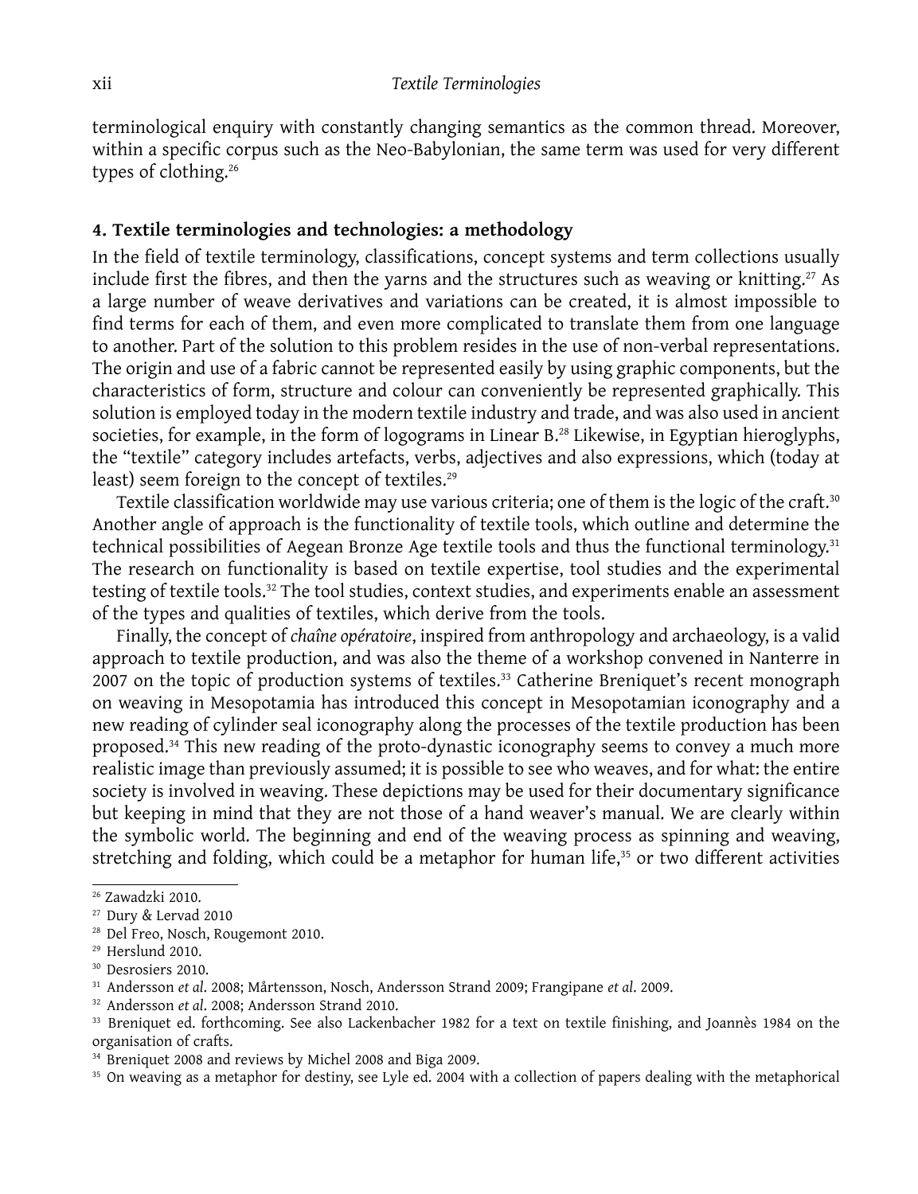terminological enquiry with constantly changing semantics as the common thread. Moreover, within a specific corpus such as the Neo-Babylonian, the same term was used for very different types of clothing.[26]

#### 4. Textile terminologies and technologies: a methodology

In the field of textile terminology, classifications, concept systems and term collections usually include first the fibres, and then the yarns and the structures such as weaving or knitting.[27] As a large number of weave derivatives and variations can be created, it is almost impossible to find terms for each of them, and even more complicated to translate them from one language to another. Part of the solution to this problem resides in the use of non-verbal representations. The origin and use of a fabric cannot be represented easily by using graphic components, but the characteristics of form, structure and colour can conveniently be represented graphically. This solution is employed today in the modern textile industry and trade, and was also used in ancient societies, for example, in the form of logograms in Linear B.[28] Likewise, in Egyptian hieroglyphs, the "textile" category includes artefacts, verbs, adjectives and also expressions, which (today at least) seem foreign to the concept of textiles.[29]

Textile classification worldwide may use various criteria; one of them is the logic of the craft.[30] Another angle of approach is the functionality of textile tools, which outline and determine the technical possibilities of Aegean Bronze Age textile tools and thus the functional terminology.[31] The research on functionality is based on textile expertise, tool studies and the experimental testing of textile tools.[32] The tool studies, context studies, and experiments enable an assessment of the types and qualities of textiles, which derive from the tools.

Finally, the concept of *chaîne opératoire*, inspired from anthropology and archaeology, is a valid approach to textile production, and was also the theme of a workshop convened in Nanterre in 2007 on the topic of production systems of textiles.[33] Catherine Breniquet's recent monograph on weaving in Mesopotamia has introduced this concept in Mesopotamian iconography and a new reading of cylinder seal iconography along the processes of the textile production has been proposed.[34] This new reading of the proto-dynastic iconography seems to convey a much more realistic image than previously assumed; it is possible to see who weaves, and for what: the entire society is involved in weaving. These depictions may be used for their documentary significance but keeping in mind that they are not those of a hand weaver's manual. We are clearly within the symbolic world. The beginning and end of the weaving process as spinning and weaving, stretching and folding, which could be a metaphor for human life,[35] or two different activities

---

[26] Zawadzki 2010.

[27] Dury & Lervad 2010

[28] Del Freo, Nosch, Rougemont 2010.

[29] Herslund 2010.

[30] Desrosiers 2010.

[31] Andersson *et al*. 2008; Mårtensson, Nosch, Andersson Strand 2009; Frangipane *et al*. 2009.

[32] Andersson *et al*. 2008; Andersson Strand 2010.

[33] Breniquet ed. forthcoming. See also Lackenbacher 1982 for a text on textile finishing, and Joannès 1984 on the organisation of crafts.

[34] Breniquet 2008 and reviews by Michel 2008 and Biga 2009.

[35] On weaving as a metaphor for destiny, see Lyle ed. 2004 with a collection of papers dealing with the metaphorical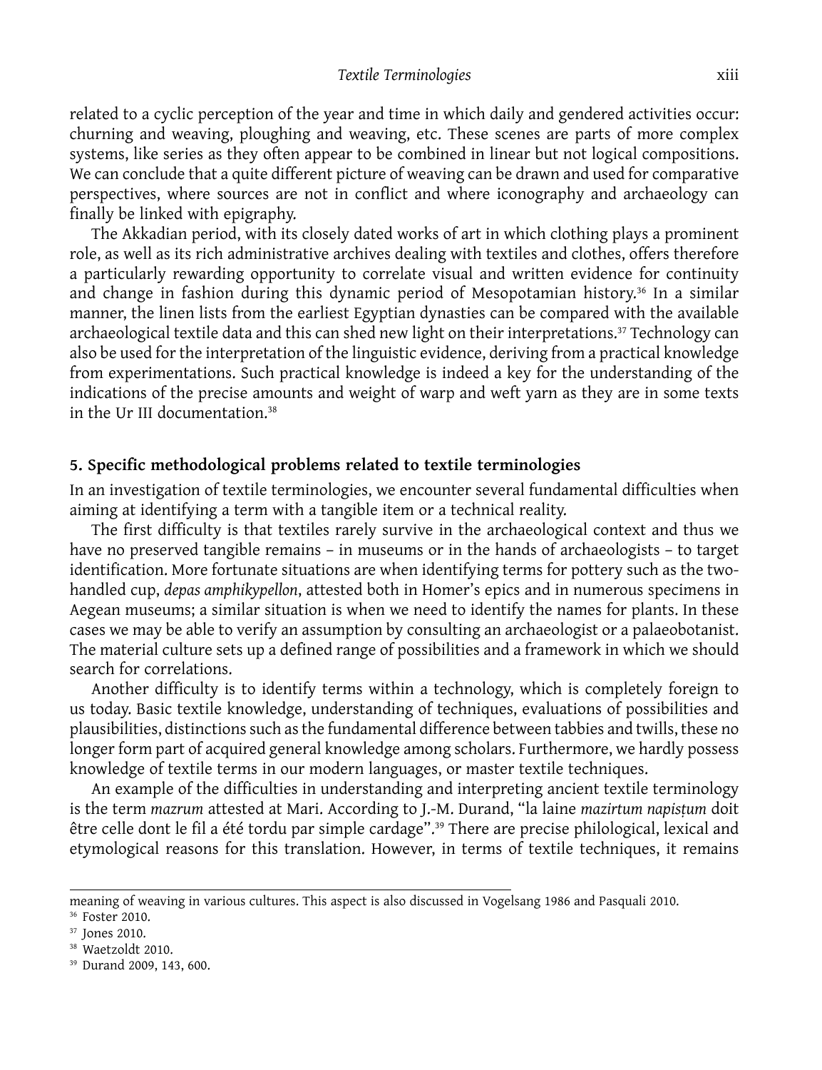related to a cyclic perception of the year and time in which daily and gendered activities occur: churning and weaving, ploughing and weaving, etc. These scenes are parts of more complex systems, like series as they often appear to be combined in linear but not logical compositions. We can conclude that a quite different picture of weaving can be drawn and used for comparative perspectives, where sources are not in conflict and where iconography and archaeology can finally be linked with epigraphy.

The Akkadian period, with its closely dated works of art in which clothing plays a prominent role, as well as its rich administrative archives dealing with textiles and clothes, offers therefore a particularly rewarding opportunity to correlate visual and written evidence for continuity and change in fashion during this dynamic period of Mesopotamian history.[36] In a similar manner, the linen lists from the earliest Egyptian dynasties can be compared with the available archaeological textile data and this can shed new light on their interpretations.[37] Technology can also be used for the interpretation of the linguistic evidence, deriving from a practical knowledge from experimentations. Such practical knowledge is indeed a key for the understanding of the indications of the precise amounts and weight of warp and weft yarn as they are in some texts in the Ur III documentation.[38]

## 5. Specific methodological problems related to textile terminologies

In an investigation of textile terminologies, we encounter several fundamental difficulties when aiming at identifying a term with a tangible item or a technical reality.

The first difficulty is that textiles rarely survive in the archaeological context and thus we have no preserved tangible remains – in museums or in the hands of archaeologists – to target identification. More fortunate situations are when identifying terms for pottery such as the two-handled cup, *depas amphikypellon*, attested both in Homer's epics and in numerous specimens in Aegean museums; a similar situation is when we need to identify the names for plants. In these cases we may be able to verify an assumption by consulting an archaeologist or a palaeobotanist. The material culture sets up a defined range of possibilities and a framework in which we should search for correlations.

Another difficulty is to identify terms within a technology, which is completely foreign to us today. Basic textile knowledge, understanding of techniques, evaluations of possibilities and plausibilities, distinctions such as the fundamental difference between tabbies and twills, these no longer form part of acquired general knowledge among scholars. Furthermore, we hardly possess knowledge of textile terms in our modern languages, or master textile techniques.

An example of the difficulties in understanding and interpreting ancient textile terminology is the term *mazrum* attested at Mari. According to J.-M. Durand, "la laine *mazirtum napiṣṭum* doit être celle dont le fil a été tordu par simple cardage".[39] There are precise philological, lexical and etymological reasons for this translation. However, in terms of textile techniques, it remains

---

meaning of weaving in various cultures. This aspect is also discussed in Vogelsang 1986 and Pasquali 2010.

[36] Foster 2010.

[37] Jones 2010.

[38] Waetzoldt 2010.

[39] Durand 2009, 143, 600.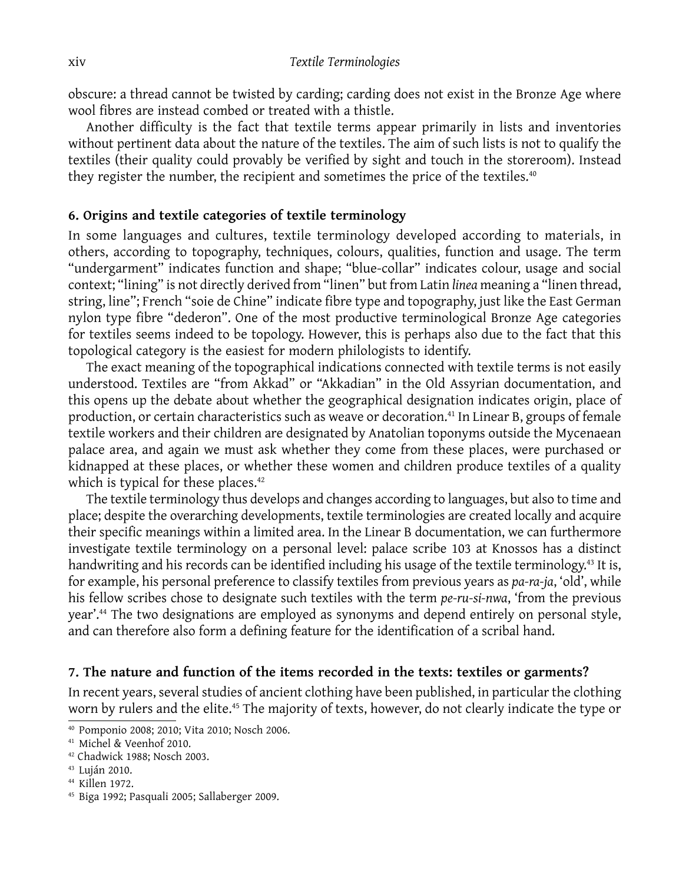obscure: a thread cannot be twisted by carding; carding does not exist in the Bronze Age where wool fibres are instead combed or treated with a thistle.

Another difficulty is the fact that textile terms appear primarily in lists and inventories without pertinent data about the nature of the textiles. The aim of such lists is not to qualify the textiles (their quality could provably be verified by sight and touch in the storeroom). Instead they register the number, the recipient and sometimes the price of the textiles.[40]

## 6. Origins and textile categories of textile terminology

In some languages and cultures, textile terminology developed according to materials, in others, according to topography, techniques, colours, qualities, function and usage. The term "undergarment" indicates function and shape; "blue-collar" indicates colour, usage and social context; "lining" is not directly derived from "linen" but from Latin *linea* meaning a "linen thread, string, line"; French "soie de Chine" indicate fibre type and topography, just like the East German nylon type fibre "dederon". One of the most productive terminological Bronze Age categories for textiles seems indeed to be topology. However, this is perhaps also due to the fact that this topological category is the easiest for modern philologists to identify.

The exact meaning of the topographical indications connected with textile terms is not easily understood. Textiles are "from Akkad" or "Akkadian" in the Old Assyrian documentation, and this opens up the debate about whether the geographical designation indicates origin, place of production, or certain characteristics such as weave or decoration.[41] In Linear B, groups of female textile workers and their children are designated by Anatolian toponyms outside the Mycenaean palace area, and again we must ask whether they come from these places, were purchased or kidnapped at these places, or whether these women and children produce textiles of a quality which is typical for these places.[42]

The textile terminology thus develops and changes according to languages, but also to time and place; despite the overarching developments, textile terminologies are created locally and acquire their specific meanings within a limited area. In the Linear B documentation, we can furthermore investigate textile terminology on a personal level: palace scribe 103 at Knossos has a distinct handwriting and his records can be identified including his usage of the textile terminology.[43] It is, for example, his personal preference to classify textiles from previous years as *pa-ra-ja*, 'old', while his fellow scribes chose to designate such textiles with the term *pe-ru-si-nwa*, 'from the previous year'.[44] The two designations are employed as synonyms and depend entirely on personal style, and can therefore also form a defining feature for the identification of a scribal hand.

## 7. The nature and function of the items recorded in the texts: textiles or garments?

In recent years, several studies of ancient clothing have been published, in particular the clothing worn by rulers and the elite.[45] The majority of texts, however, do not clearly indicate the type or

---

[40] Pomponio 2008; 2010; Vita 2010; Nosch 2006.

[41] Michel & Veenhof 2010.

[42] Chadwick 1988; Nosch 2003.

[43] Luján 2010.

[44] Killen 1972.

[45] Biga 1992; Pasquali 2005; Sallaberger 2009.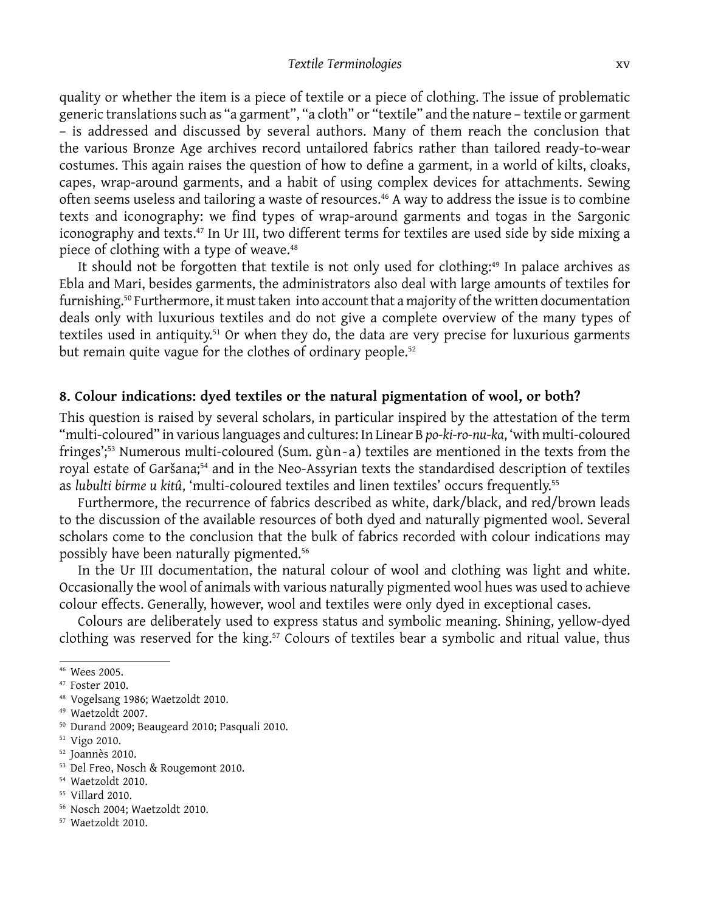quality or whether the item is a piece of textile or a piece of clothing. The issue of problematic generic translations such as "a garment", "a cloth" or "textile" and the nature – textile or garment – is addressed and discussed by several authors. Many of them reach the conclusion that the various Bronze Age archives record untailored fabrics rather than tailored ready-to-wear costumes. This again raises the question of how to define a garment, in a world of kilts, cloaks, capes, wrap-around garments, and a habit of using complex devices for attachments. Sewing often seems useless and tailoring a waste of resources.[46] A way to address the issue is to combine texts and iconography: we find types of wrap-around garments and togas in the Sargonic iconography and texts.[47] In Ur III, two different terms for textiles are used side by side mixing a piece of clothing with a type of weave.[48]

It should not be forgotten that textile is not only used for clothing:[49] In palace archives as Ebla and Mari, besides garments, the administrators also deal with large amounts of textiles for furnishing.[50] Furthermore, it must taken into account that a majority of the written documentation deals only with luxurious textiles and do not give a complete overview of the many types of textiles used in antiquity.[51] Or when they do, the data are very precise for luxurious garments but remain quite vague for the clothes of ordinary people.[52]

## 8. Colour indications: dyed textiles or the natural pigmentation of wool, or both?

This question is raised by several scholars, in particular inspired by the attestation of the term "multi-coloured" in various languages and cultures: In Linear B *po-ki-ro-nu-ka*, 'with multi-coloured fringes';[53] Numerous multi-coloured (Sum. gùn-a) textiles are mentioned in the texts from the royal estate of Garšana;[54] and in the Neo-Assyrian texts the standardised description of textiles as *lubulti birme u kitû*, 'multi-coloured textiles and linen textiles' occurs frequently.[55]

Furthermore, the recurrence of fabrics described as white, dark/black, and red/brown leads to the discussion of the available resources of both dyed and naturally pigmented wool. Several scholars come to the conclusion that the bulk of fabrics recorded with colour indications may possibly have been naturally pigmented.[56]

In the Ur III documentation, the natural colour of wool and clothing was light and white. Occasionally the wool of animals with various naturally pigmented wool hues was used to achieve colour effects. Generally, however, wool and textiles were only dyed in exceptional cases.

Colours are deliberately used to express status and symbolic meaning. Shining, yellow-dyed clothing was reserved for the king.[57] Colours of textiles bear a symbolic and ritual value, thus

---

[46] Wees 2005.
[47] Foster 2010.
[48] Vogelsang 1986; Waetzoldt 2010.
[49] Waetzoldt 2007.
[50] Durand 2009; Beaugeard 2010; Pasquali 2010.
[51] Vigo 2010.
[52] Joannès 2010.
[53] Del Freo, Nosch & Rougemont 2010.
[54] Waetzoldt 2010.
[55] Villard 2010.
[56] Nosch 2004; Waetzoldt 2010.
[57] Waetzoldt 2010.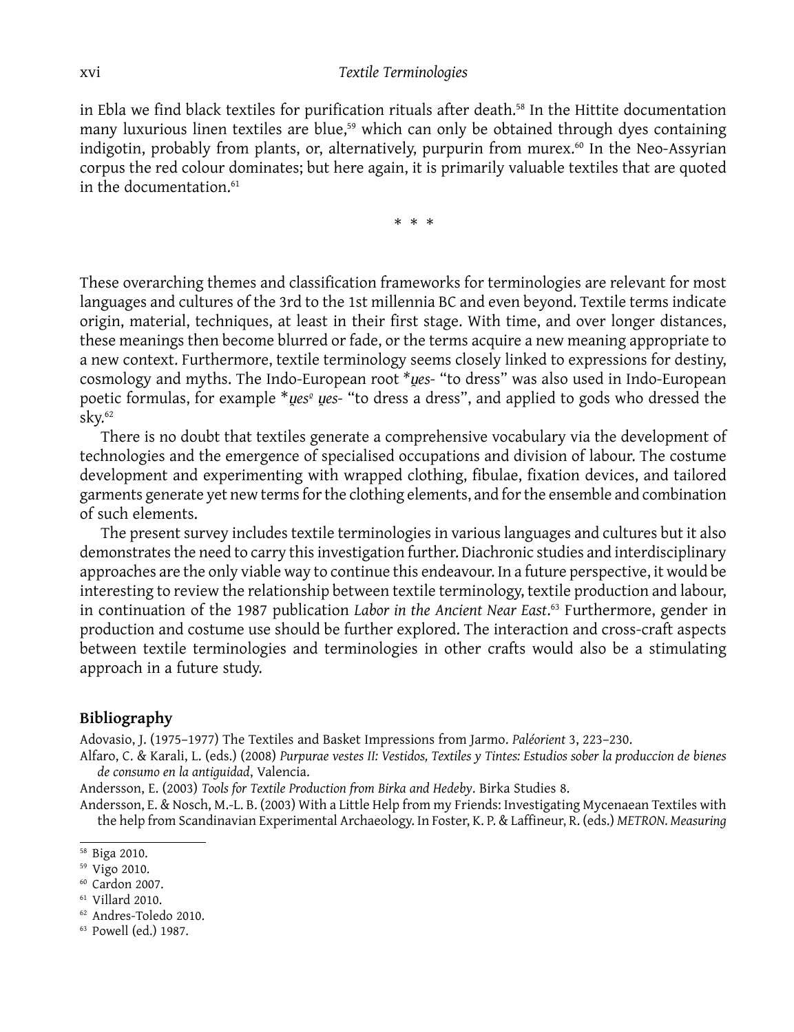in Ebla we find black textiles for purification rituals after death.[58] In the Hittite documentation many luxurious linen textiles are blue,[59] which can only be obtained through dyes containing indigotin, probably from plants, or, alternatively, purpurin from murex.[60] In the Neo-Assyrian corpus the red colour dominates; but here again, it is primarily valuable textiles that are quoted in the documentation.[61]

\* \* \*

These overarching themes and classification frameworks for terminologies are relevant for most languages and cultures of the 3rd to the 1st millennia BC and even beyond. Textile terms indicate origin, material, techniques, at least in their first stage. With time, and over longer distances, these meanings then become blurred or fade, or the terms acquire a new meaning appropriate to a new context. Furthermore, textile terminology seems closely linked to expressions for destiny, cosmology and myths. The Indo-European root **u̯es-* "to dress" was also used in Indo-European poetic formulas, for example **u̯es*$^{o}$ *u̯es-* "to dress a dress", and applied to gods who dressed the sky.[62]

There is no doubt that textiles generate a comprehensive vocabulary via the development of technologies and the emergence of specialised occupations and division of labour. The costume development and experimenting with wrapped clothing, fibulae, fixation devices, and tailored garments generate yet new terms for the clothing elements, and for the ensemble and combination of such elements.

The present survey includes textile terminologies in various languages and cultures but it also demonstrates the need to carry this investigation further. Diachronic studies and interdisciplinary approaches are the only viable way to continue this endeavour. In a future perspective, it would be interesting to review the relationship between textile terminology, textile production and labour, in continuation of the 1987 publication *Labor in the Ancient Near East*.[63] Furthermore, gender in production and costume use should be further explored. The interaction and cross-craft aspects between textile terminologies and terminologies in other crafts would also be a stimulating approach in a future study.

## Bibliography

Adovasio, J. (1975–1977) The Textiles and Basket Impressions from Jarmo. *Paléorient* 3, 223–230.

Alfaro, C. & Karali, L. (eds.) (2008) *Purpurae vestes II: Vestidos, Textiles y Tintes: Estudios sober la produccion de bienes de consumo en la antiguidad*, Valencia.

Andersson, E. (2003) *Tools for Textile Production from Birka and Hedeby*. Birka Studies 8.

Andersson, E. & Nosch, M.-L. B. (2003) With a Little Help from my Friends: Investigating Mycenaean Textiles with the help from Scandinavian Experimental Archaeology. In Foster, K. P. & Laffineur, R. (eds.) *METRON. Measuring*

---

[58] Biga 2010.

[59] Vigo 2010.

[60] Cardon 2007.

[61] Villard 2010.

[62] Andres-Toledo 2010.

[63] Powell (ed.) 1987.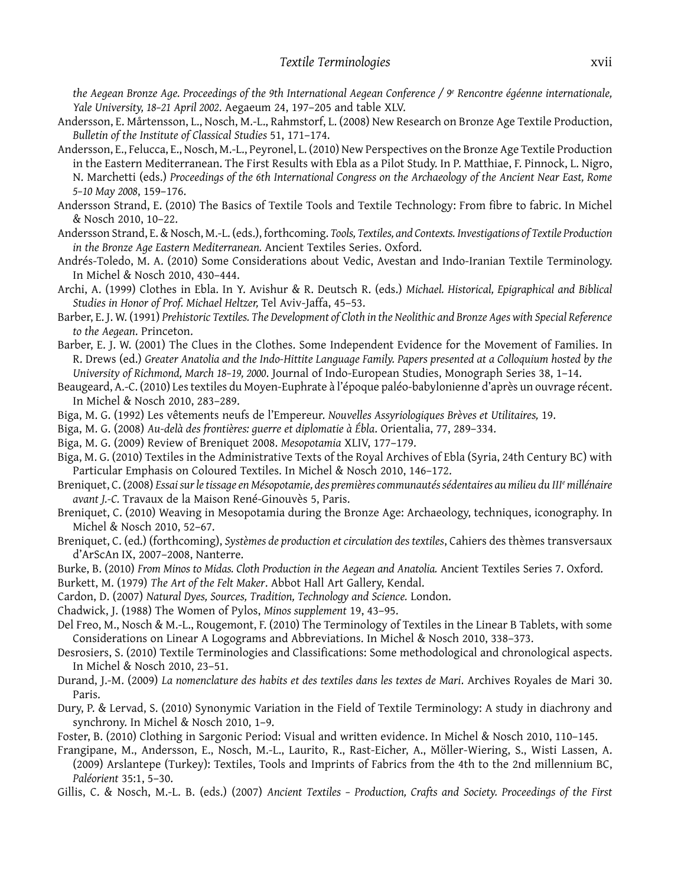*the Aegean Bronze Age. Proceedings of the 9th International Aegean Conference / 9e Rencontre égéenne internationale, Yale University, 18–21 April 2002*. Aegaeum 24, 197–205 and table XLV.

Andersson, E. Mårtensson, L., Nosch, M.-L., Rahmstorf, L. (2008) New Research on Bronze Age Textile Production, *Bulletin of the Institute of Classical Studies* 51, 171–174.

Andersson, E., Felucca, E., Nosch, M.-L., Peyronel, L. (2010) New Perspectives on the Bronze Age Textile Production in the Eastern Mediterranean. The First Results with Ebla as a Pilot Study. In P. Matthiae, F. Pinnock, L. Nigro, N. Marchetti (eds.) *Proceedings of the 6th International Congress on the Archaeology of the Ancient Near East, Rome 5–10 May 2008*, 159–176.

Andersson Strand, E. (2010) The Basics of Textile Tools and Textile Technology: From fibre to fabric. In Michel & Nosch 2010, 10–22.

Andersson Strand, E. & Nosch, M.-L. (eds.), forthcoming. *Tools, Textiles, and Contexts. Investigations of Textile Production in the Bronze Age Eastern Mediterranean.* Ancient Textiles Series. Oxford.

Andrés-Toledo, M. A. (2010) Some Considerations about Vedic, Avestan and Indo-Iranian Textile Terminology. In Michel & Nosch 2010, 430–444.

Archi, A. (1999) Clothes in Ebla. In Y. Avishur & R. Deutsch R. (eds.) *Michael. Historical, Epigraphical and Biblical Studies in Honor of Prof. Michael Heltzer,* Tel Aviv-Jaffa, 45–53.

Barber, E. J. W. (1991) *Prehistoric Textiles. The Development of Cloth in the Neolithic and Bronze Ages with Special Reference to the Aegean*. Princeton.

Barber, E. J. W. (2001) The Clues in the Clothes. Some Independent Evidence for the Movement of Families. In R. Drews (ed.) *Greater Anatolia and the Indo-Hittite Language Family. Papers presented at a Colloquium hosted by the University of Richmond, March 18–19, 2000*. Journal of Indo-European Studies, Monograph Series 38, 1–14.

Beaugeard, A.-C. (2010) Les textiles du Moyen-Euphrate à l'époque paléo-babylonienne d'après un ouvrage récent. In Michel & Nosch 2010, 283–289.

Biga, M. G. (1992) Les vêtements neufs de l'Empereur. *Nouvelles Assyriologiques Brèves et Utilitaires,* 19.

Biga, M. G. (2008) *Au-delà des frontières: guerre et diplomatie à Ébla*. Orientalia, 77, 289–334.

Biga, M. G. (2009) Review of Breniquet 2008. *Mesopotamia* XLIV, 177–179.

Biga, M. G. (2010) Textiles in the Administrative Texts of the Royal Archives of Ebla (Syria, 24th Century BC) with Particular Emphasis on Coloured Textiles. In Michel & Nosch 2010, 146–172.

Breniquet, C. (2008) *Essai sur le tissage en Mésopotamie, des premières communautés sédentaires au milieu du IIIe millénaire avant J.-C.* Travaux de la Maison René-Ginouvès 5, Paris.

Breniquet, C. (2010) Weaving in Mesopotamia during the Bronze Age: Archaeology, techniques, iconography. In Michel & Nosch 2010, 52–67.

Breniquet, C. (ed.) (forthcoming), *Systèmes de production et circulation des textiles*, Cahiers des thèmes transversaux d'ArScAn IX, 2007–2008, Nanterre.

Burke, B. (2010) *From Minos to Midas. Cloth Production in the Aegean and Anatolia.* Ancient Textiles Series 7. Oxford.

Burkett, M. (1979) *The Art of the Felt Maker*. Abbot Hall Art Gallery, Kendal.

Cardon, D. (2007) *Natural Dyes, Sources, Tradition, Technology and Science.* London.

Chadwick, J. (1988) The Women of Pylos, *Minos supplement* 19, 43–95.

Del Freo, M., Nosch & M.-L., Rougemont, F. (2010) The Terminology of Textiles in the Linear B Tablets, with some Considerations on Linear A Logograms and Abbreviations. In Michel & Nosch 2010, 338–373.

Desrosiers, S. (2010) Textile Terminologies and Classifications: Some methodological and chronological aspects. In Michel & Nosch 2010, 23–51.

Durand, J.-M. (2009) *La nomenclature des habits et des textiles dans les textes de Mari*. Archives Royales de Mari 30. Paris.

Dury, P. & Lervad, S. (2010) Synonymic Variation in the Field of Textile Terminology: A study in diachrony and synchrony. In Michel & Nosch 2010, 1–9.

Foster, B. (2010) Clothing in Sargonic Period: Visual and written evidence. In Michel & Nosch 2010, 110–145.

Frangipane, M., Andersson, E., Nosch, M.-L., Laurito, R., Rast-Eicher, A., Möller-Wiering, S., Wisti Lassen, A. (2009) Arslantepe (Turkey): Textiles, Tools and Imprints of Fabrics from the 4th to the 2nd millennium BC, *Paléorient* 35:1, 5–30.

Gillis, C. & Nosch, M.-L. B. (eds.) (2007) *Ancient Textiles – Production, Crafts and Society. Proceedings of the First*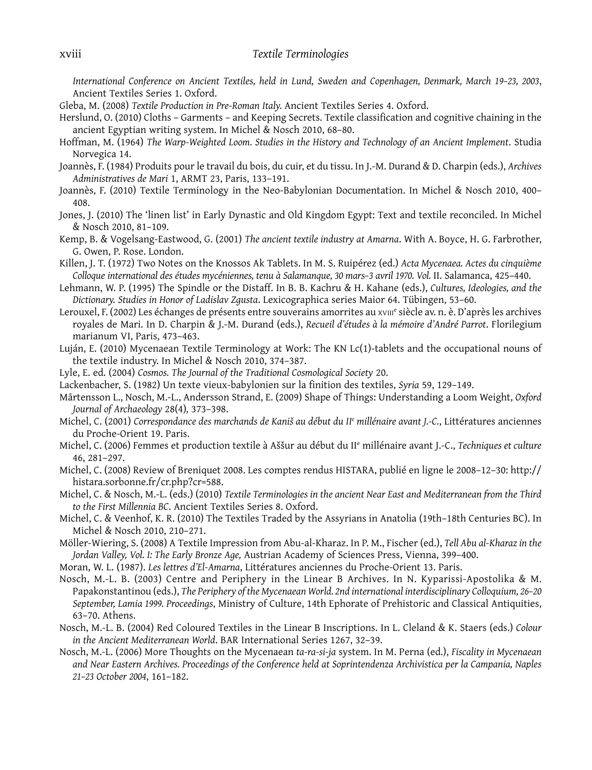*International Conference on Ancient Textiles, held in Lund, Sweden and Copenhagen, Denmark, March 19–23, 2003*, Ancient Textiles Series 1. Oxford.

Gleba, M. (2008) *Textile Production in Pre-Roman Italy.* Ancient Textiles Series 4. Oxford.

Herslund, O. (2010) Cloths – Garments – and Keeping Secrets. Textile classification and cognitive chaining in the ancient Egyptian writing system. In Michel & Nosch 2010, 68–80.

Hoffman, M. (1964) *The Warp-Weighted Loom. Studies in the History and Technology of an Ancient Implement*. Studia Norvegica 14.

Joannès, F. (1984) Produits pour le travail du bois, du cuir, et du tissu. In J.-M. Durand & D. Charpin (eds.), *Archives Administratives de Mari* 1, ARMT 23, Paris, 133–191.

Joannès, F. (2010) Textile Terminology in the Neo-Babylonian Documentation. In Michel & Nosch 2010, 400–408.

Jones, J. (2010) The 'linen list' in Early Dynastic and Old Kingdom Egypt: Text and textile reconciled. In Michel & Nosch 2010, 81–109.

Kemp, B. & Vogelsang-Eastwood, G. (2001) *The ancient textile industry at Amarna*. With A. Boyce, H. G. Farbrother, G. Owen, P. Rose. London.

Killen, J. T. (1972) Two Notes on the Knossos Ak Tablets. In M. S. Ruipérez (ed.) *Acta Mycenaea. Actes du cinquième Colloque international des études mycéniennes, tenu à Salamanque, 30 mars–3 avril 1970. Vol.* II. Salamanca, 425–440.

Lehmann, W. P. (1995) The Spindle or the Distaff. In B. B. Kachru & H. Kahane (eds.), *Cultures, Ideologies, and the Dictionary. Studies in Honor of Ladislav Zgusta*. Lexicographica series Maior 64. Tübingen, 53–60.

Lerouxel, F. (2002) Les échanges de présents entre souverains amorrites au XVIIIe siècle av. n. è. D'après les archives royales de Mari. In D. Charpin & J.-M. Durand (eds.), *Recueil d'études à la mémoire d'André Parrot*. Florilegium marianum VI, Paris, 473–463.

Luján, E. (2010) Mycenaean Textile Terminology at Work: The KN Lc(1)-tablets and the occupational nouns of the textile industry. In Michel & Nosch 2010, 374–387.

Lyle, E. ed. (2004) *Cosmos. The Journal of the Traditional Cosmological Society* 20.

Lackenbacher, S. (1982) Un texte vieux-babylonien sur la finition des textiles, *Syria* 59, 129–149.

Mårtensson L., Nosch, M.-L., Andersson Strand, E. (2009) Shape of Things: Understanding a Loom Weight, *Oxford Journal of Archaeology* 28(4), 373–398.

Michel, C. (2001) *Correspondance des marchands de Kaniš au début du IIe millénaire avant J.-C.*, Littératures anciennes du Proche-Orient 19. Paris.

Michel, C. (2006) Femmes et production textile à Aššur au début du IIe millénaire avant J.-C., *Techniques et culture* 46, 281–297.

Michel, C. (2008) Review of Breniquet 2008. Les comptes rendus HISTARA, publié en ligne le 2008–12–30: http://histara.sorbonne.fr/cr.php?cr=588.

Michel, C. & Nosch, M.-L. (eds.) (2010) *Textile Terminologies in the ancient Near East and Mediterranean from the Third to the First Millennia BC*. Ancient Textiles Series 8. Oxford.

Michel, C. & Veenhof, K. R. (2010) The Textiles Traded by the Assyrians in Anatolia (19th–18th Centuries BC). In Michel & Nosch 2010, 210–271.

Möller-Wiering, S. (2008) A Textile Impression from Abu-al-Kharaz. In P. M., Fischer (ed.), *Tell Abu al-Kharaz in the Jordan Valley, Vol. I: The Early Bronze Age,* Austrian Academy of Sciences Press, Vienna, 399–400.

Moran, W. L. (1987). *Les lettres d'El-Amarna*, Littératures anciennes du Proche-Orient 13. Paris.

Nosch, M.-L. B. (2003) Centre and Periphery in the Linear B Archives. In N. Kyparissi-Apostolika & M. Papakonstantinou (eds.), *The Periphery of the Mycenaean World. 2nd international interdisciplinary Colloquium, 26–20 September, Lamia 1999. Proceedings*, Ministry of Culture, 14th Ephorate of Prehistoric and Classical Antiquities, 63–70. Athens.

Nosch, M.-L. B. (2004) Red Coloured Textiles in the Linear B Inscriptions. In L. Cleland & K. Staers (eds.) *Colour in the Ancient Mediterranean World*. BAR International Series 1267, 32–39.

Nosch, M.-L. (2006) More Thoughts on the Mycenaean *ta-ra-si-ja* system. In M. Perna (ed.), *Fiscality in Mycenaean and Near Eastern Archives. Proceedings of the Conference held at Soprintendenza Archivistica per la Campania, Naples 21–23 October 2004*, 161–182.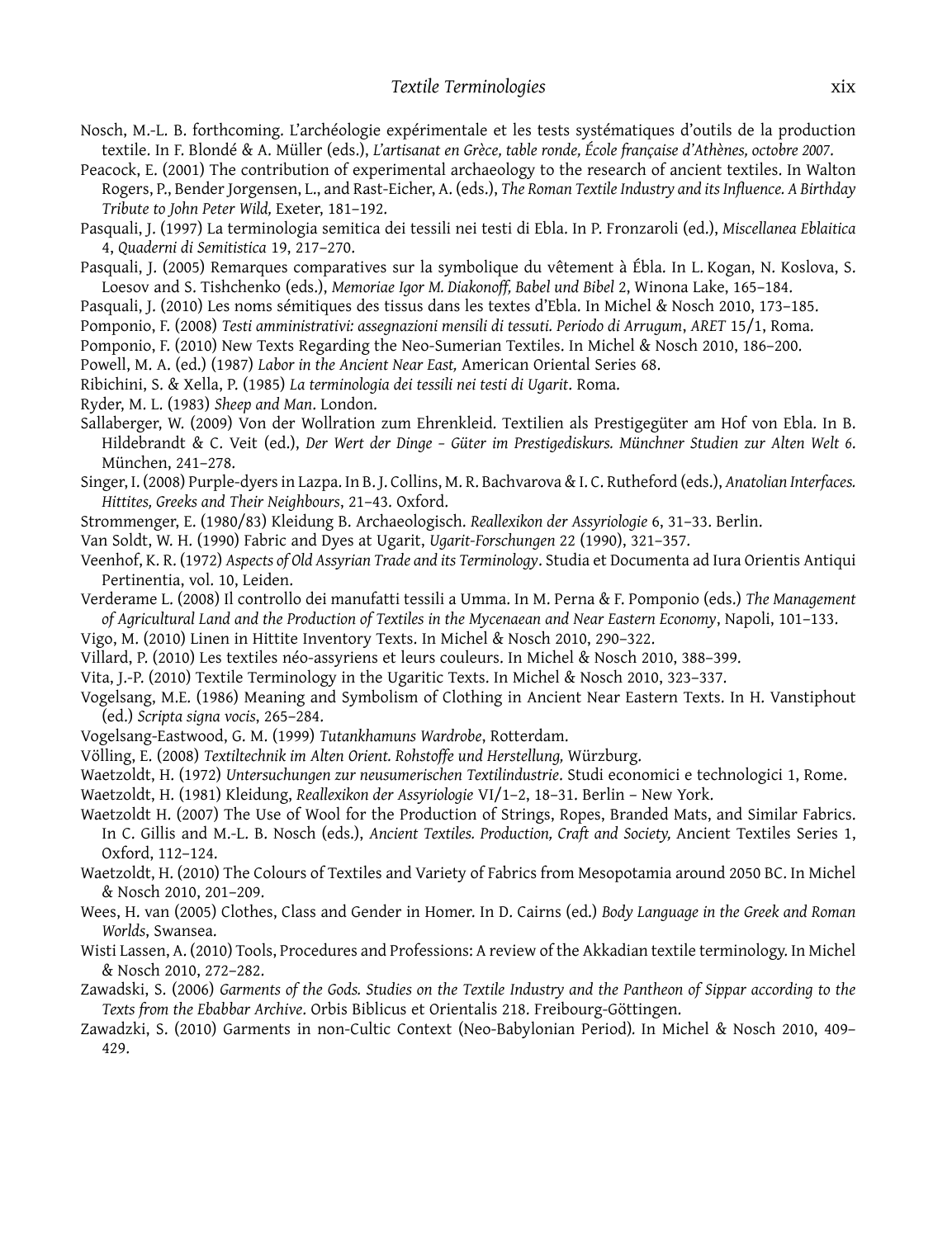Nosch, M.-L. B. forthcoming. L'archéologie expérimentale et les tests systématiques d'outils de la production textile. In F. Blondé & A. Müller (eds.), *L'artisanat en Grèce, table ronde, École française d'Athènes, octobre 2007*.

Peacock, E. (2001) The contribution of experimental archaeology to the research of ancient textiles. In Walton Rogers, P., Bender Jorgensen, L., and Rast-Eicher, A. (eds.), *The Roman Textile Industry and its Influence. A Birthday Tribute to John Peter Wild,* Exeter, 181–192.

Pasquali, J. (1997) La terminologia semitica dei tessili nei testi di Ebla. In P. Fronzaroli (ed.), *Miscellanea Eblaitica* 4, *Quaderni di Semitistica* 19, 217–270.

Pasquali, J. (2005) Remarques comparatives sur la symbolique du vêtement à Ébla. In L. Kogan, N. Koslova, S. Loesov and S. Tishchenko (eds.), *Memoriae Igor M. Diakonoff, Babel und Bibel* 2, Winona Lake, 165–184.

Pasquali, J. (2010) Les noms sémitiques des tissus dans les textes d'Ebla. In Michel & Nosch 2010, 173–185.

Pomponio, F. (2008) *Testi amministrativi: assegnazioni mensili di tessuti. Periodo di Arrugum*, *ARET* 15/1, Roma.

Pomponio, F. (2010) New Texts Regarding the Neo-Sumerian Textiles. In Michel & Nosch 2010, 186–200.

Powell, M. A. (ed.) (1987) *Labor in the Ancient Near East,* American Oriental Series 68.

Ribichini, S. & Xella, P. (1985) *La terminologia dei tessili nei testi di Ugarit*. Roma.

Ryder, M. L. (1983) *Sheep and Man*. London.

Sallaberger, W. (2009) Von der Wollration zum Ehrenkleid. Textilien als Prestigegüter am Hof von Ebla. In B. Hildebrandt & C. Veit (ed.), *Der Wert der Dinge – Güter im Prestigediskurs. Münchner Studien zur Alten Welt 6*. München, 241–278.

Singer, I. (2008) Purple-dyers in Lazpa. In B. J. Collins, M. R. Bachvarova & I. C. Rutheford (eds.), *Anatolian Interfaces. Hittites, Greeks and Their Neighbours*, 21–43. Oxford.

Strommenger, E. (1980/83) Kleidung B. Archaeologisch. *Reallexikon der Assyriologie* 6, 31–33. Berlin.

Van Soldt, W. H. (1990) Fabric and Dyes at Ugarit, *Ugarit-Forschungen* 22 (1990), 321–357.

Veenhof, K. R. (1972) *Aspects of Old Assyrian Trade and its Terminology*. Studia et Documenta ad Iura Orientis Antiqui Pertinentia, vol. 10, Leiden.

Verderame L. (2008) Il controllo dei manufatti tessili a Umma. In M. Perna & F. Pomponio (eds.) *The Management of Agricultural Land and the Production of Textiles in the Mycenaean and Near Eastern Economy*, Napoli, 101–133.

Vigo, M. (2010) Linen in Hittite Inventory Texts. In Michel & Nosch 2010, 290–322.

Villard, P. (2010) Les textiles néo-assyriens et leurs couleurs. In Michel & Nosch 2010, 388–399.

Vita, J.-P. (2010) Textile Terminology in the Ugaritic Texts. In Michel & Nosch 2010, 323–337.

Vogelsang, M.E. (1986) Meaning and Symbolism of Clothing in Ancient Near Eastern Texts. In H. Vanstiphout (ed.) *Scripta signa vocis*, 265–284.

Vogelsang-Eastwood, G. M. (1999) *Tutankhamuns Wardrobe*, Rotterdam.

Völling, E. (2008) *Textiltechnik im Alten Orient. Rohstoffe und Herstellung,* Würzburg.

Waetzoldt, H. (1972) *Untersuchungen zur neusumerischen Textilindustrie*. Studi economici e technologici 1, Rome.

Waetzoldt, H. (1981) Kleidung, *Reallexikon der Assyriologie* VI/1–2, 18–31. Berlin – New York.

Waetzoldt H. (2007) The Use of Wool for the Production of Strings, Ropes, Branded Mats, and Similar Fabrics. In C. Gillis and M.-L. B. Nosch (eds.), *Ancient Textiles. Production, Craft and Society,* Ancient Textiles Series 1, Oxford, 112–124.

Waetzoldt, H. (2010) The Colours of Textiles and Variety of Fabrics from Mesopotamia around 2050 BC. In Michel & Nosch 2010, 201–209.

Wees, H. van (2005) Clothes, Class and Gender in Homer. In D. Cairns (ed.) *Body Language in the Greek and Roman Worlds*, Swansea.

Wisti Lassen, A. (2010) Tools, Procedures and Professions: A review of the Akkadian textile terminology. In Michel & Nosch 2010, 272–282.

Zawadski, S. (2006) *Garments of the Gods. Studies on the Textile Industry and the Pantheon of Sippar according to the Texts from the Ebabbar Archive*. Orbis Biblicus et Orientalis 218. Freibourg-Göttingen.

Zawadzki, S. (2010) Garments in non-Cultic Context (Neo-Babylonian Period). In Michel & Nosch 2010, 409–429.